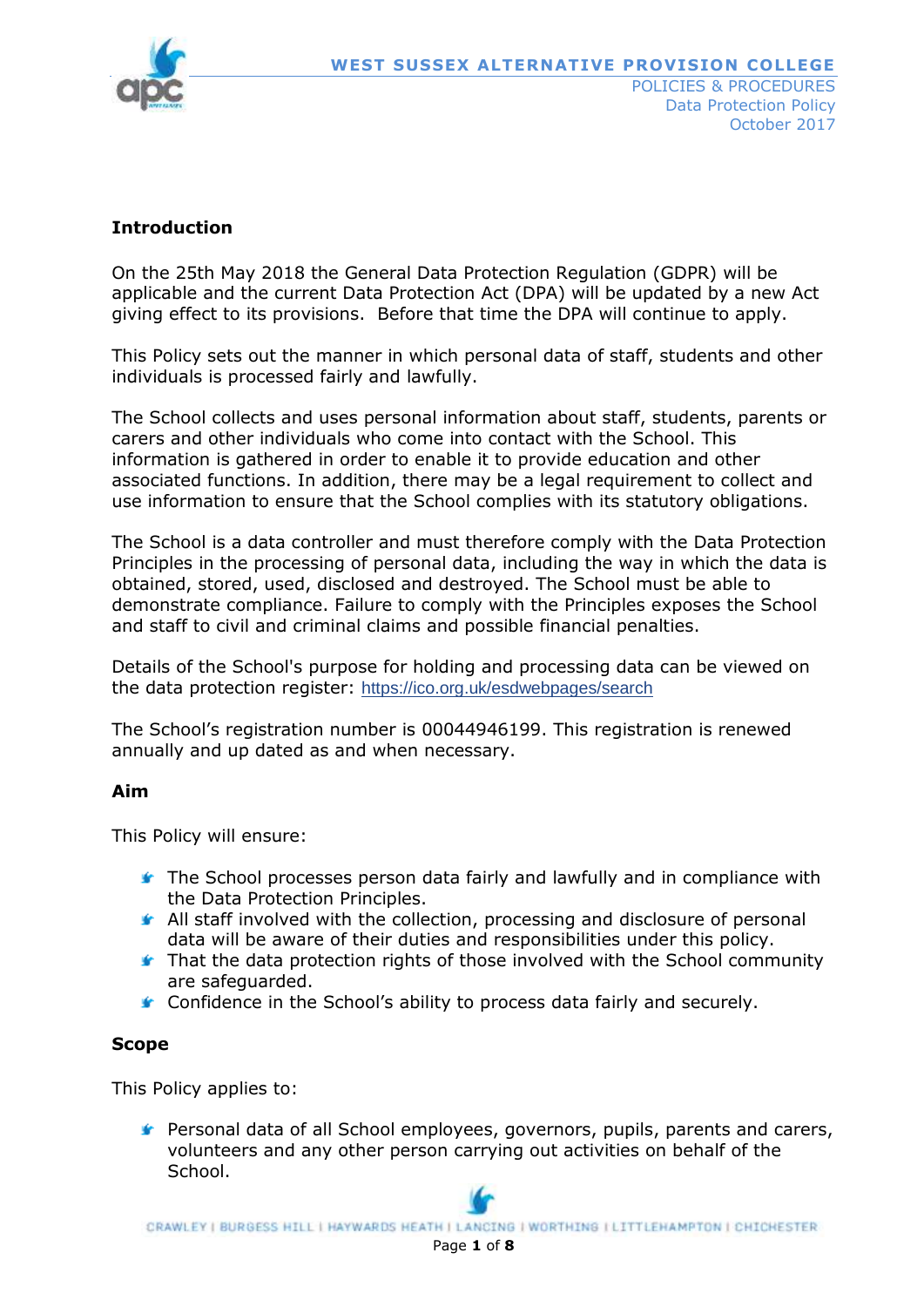## Introduction

On the 25th May 2018 the General Data Protection Regulation (GDPR) will be applicable and the current Data Protection Act (DPA) will be updated by a new Act giving effect to its provisions. Before that time the DPA will continue to apply.

This Policy sets out the manner in which personal data of staff, students and other individuals is processed fairly and lawfully.

The School collects and uses personal information about staff, students, parents or carers and other individuals who come into contact with the School. This information is gathered in order to enable it to provide education and other associated functions. In addition, there may be a legal requirement to collect and use information to ensure that the School complies with its statutory obligations.

The School is a data controller and must therefore comply with the Data Protection Principles in the processing of personal data, including the way in which the data is obtained, stored, used, disclosed and destroyed. The School must be able to demonstrate compliance. Failure to comply with the Principles exposes the School and staff to civil and criminal claims and possible financial penalties.

Details of the School's purpose for holding and processing data can be viewed on the data protection register: https://ico.org.uk/esdwebpages/search

The School's registration number is 00044946199. This registration is renewed annually and up dated as and when necessary.

## Aim

This Policy will ensure:

- The School processes person data fairly and lawfully and in compliance with the Data Protection Principles.
- All staff involved with the collection, processing and disclosure of personal data will be aware of their duties and responsibilities under this policy.
- That the data protection rights of those involved with the School community are safeguarded.
- Confidence in the School's ability to process data fairly and securely.

## Scope

This Policy applies to:

- Personal data of all School employees, governors, pupils, parents and carers, volunteers and any other person carrying out activities on behalf of the School.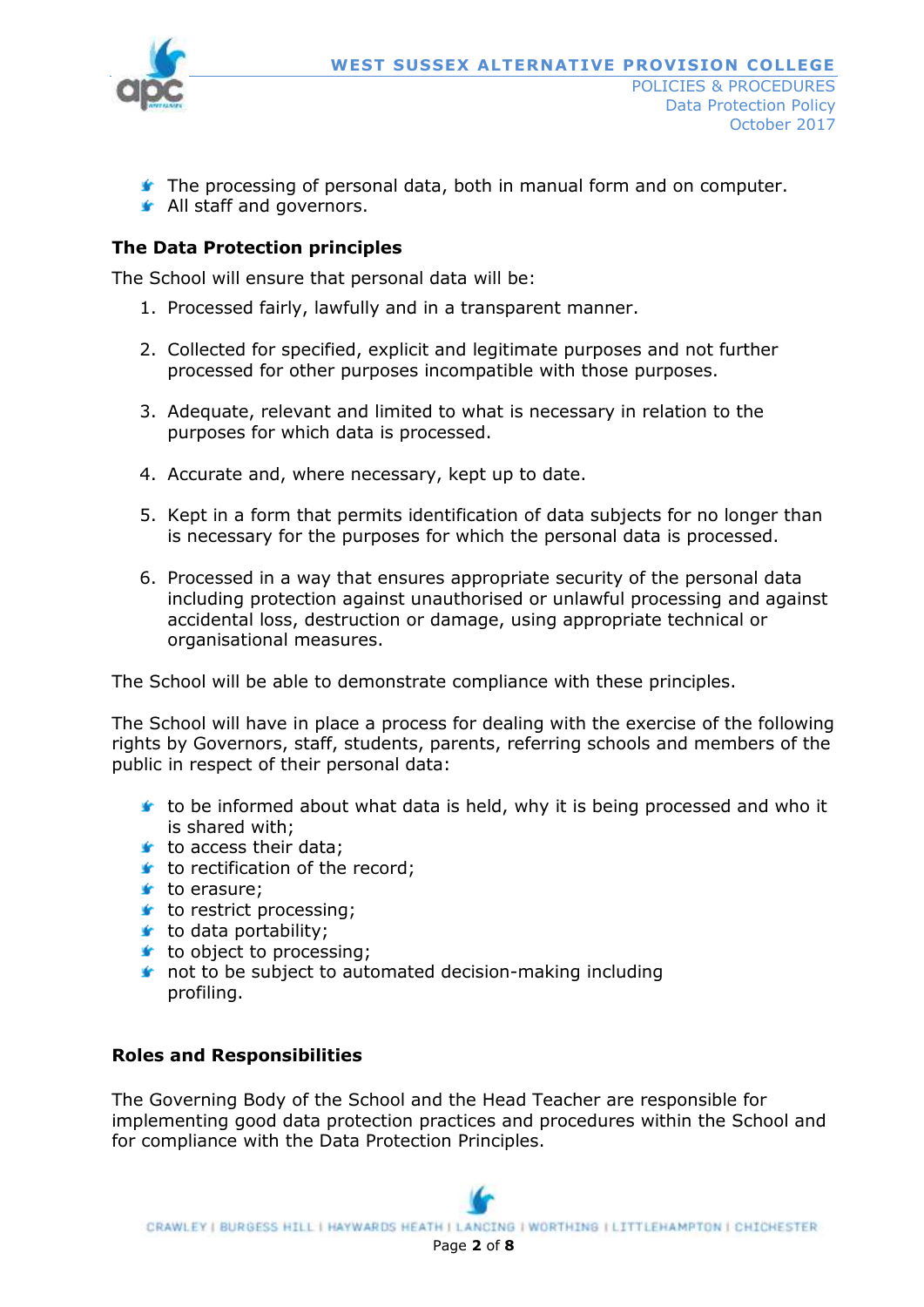- The processing of personal data, both in manual form and on computer.
- All staff and governors.

**The Data Protection principles**

The School will ensure that personal data will be:

1. Processed fairly, lawfully and in a transparent manner.

2. Collected for specified, explicit and legitimate purposes and not further processed for other purposes incompatible with those purposes.

3. Adequate, relevant and limited to what is necessary in relation to the purposes for which data is processed.

4. Accurate and, where necessary, kept up to date.

5. Kept in a form that permits identification of data subjects for no longer than is necessary for the purposes for which the personal data is processed.

6. Processed in a way that ensures appropriate security of the personal data including protection against unauthorised or unlawful processing and against accidental loss, destruction or damage, using appropriate technical or organisational measures.

The School will be able to demonstrate compliance with these principles.

The School will have in place a process for dealing with the exercise of the following rights by Governors, staff, students, parents, referring schools and members of the public in respect of their personal data:

- to be informed about what data is held, why it is being processed and who it is shared with;
- to access their data;
- to rectification of the record;
- to erasure;
- to restrict processing;
- to data portability;
- to object to processing;
- not to be subject to automated decision-making including profiling.

**Roles and Responsibilities**

The Governing Body of the School and the Head Teacher are responsible for implementing good data protection practices and procedures within the School and for compliance with the Data Protection Principles.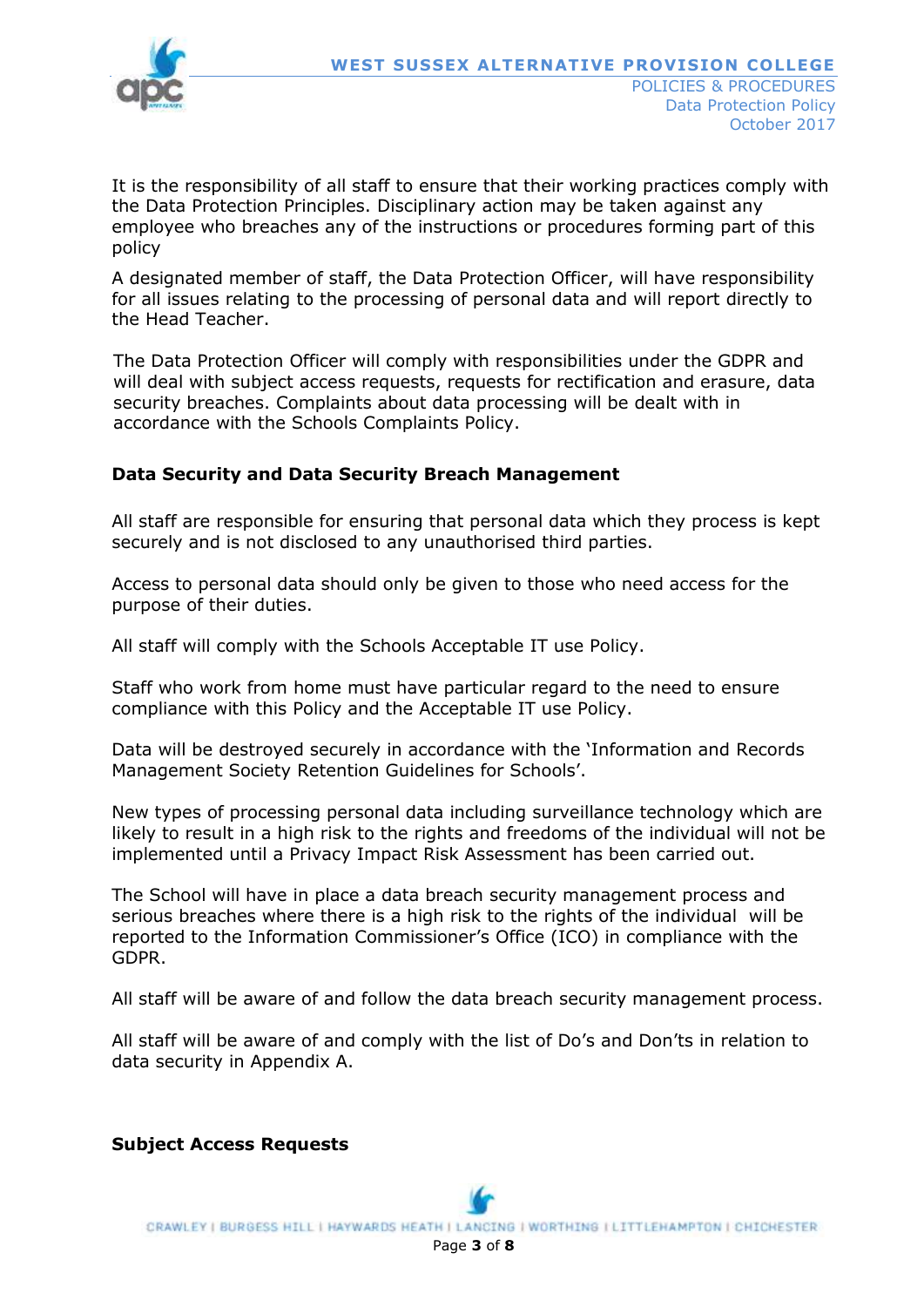It is the responsibility of all staff to ensure that their working practices comply with the Data Protection Principles. Disciplinary action may be taken against any employee who breaches any of the instructions or procedures forming part of this policy

A designated member of staff, the Data Protection Officer, will have responsibility for all issues relating to the processing of personal data and will report directly to the Head Teacher.

The Data Protection Officer will comply with responsibilities under the GDPR and will deal with subject access requests, requests for rectification and erasure, data security breaches. Complaints about data processing will be dealt with in accordance with the Schools Complaints Policy.

**Data Security and Data Security Breach Management**

All staff are responsible for ensuring that personal data which they process is kept securely and is not disclosed to any unauthorised third parties.

Access to personal data should only be given to those who need access for the purpose of their duties.

All staff will comply with the Schools Acceptable IT use Policy.

Staff who work from home must have particular regard to the need to ensure compliance with this Policy and the Acceptable IT use Policy.

Data will be destroyed securely in accordance with the 'Information and Records Management Society Retention Guidelines for Schools'.

New types of processing personal data including surveillance technology which are likely to result in a high risk to the rights and freedoms of the individual will not be implemented until a Privacy Impact Risk Assessment has been carried out.

The School will have in place a data breach security management process and serious breaches where there is a high risk to the rights of the individual will be reported to the Information Commissioner's Office (ICO) in compliance with the GDPR.

All staff will be aware of and follow the data breach security management process.

All staff will be aware of and comply with the list of Do's and Don'ts in relation to data security in Appendix A.

**Subject Access Requests**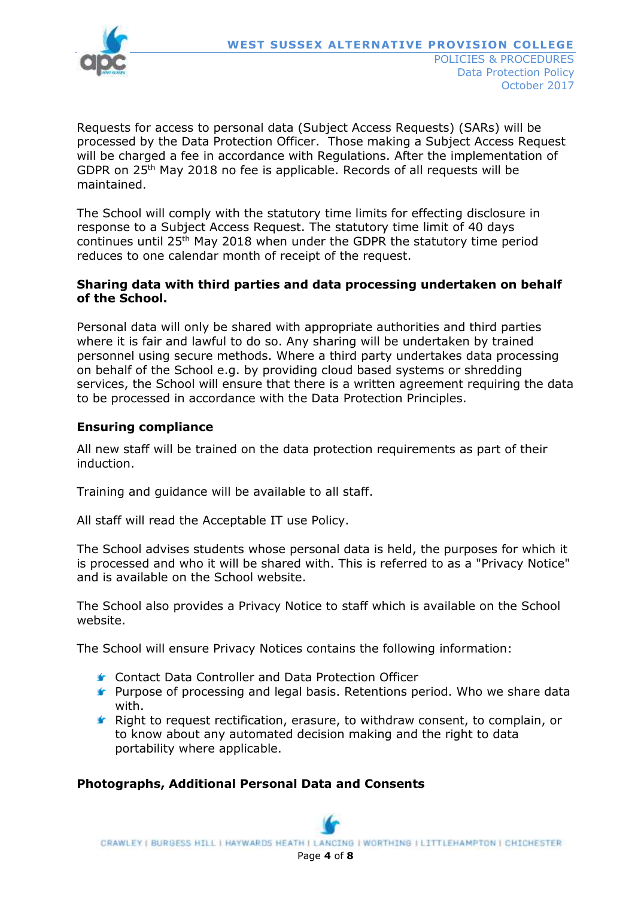Requests for access to personal data (Subject Access Requests) (SARs) will be processed by the Data Protection Officer. Those making a Subject Access Request will be charged a fee in accordance with Regulations. After the implementation of GDPR on 25th May 2018 no fee is applicable. Records of all requests will be maintained.

The School will comply with the statutory time limits for effecting disclosure in response to a Subject Access Request. The statutory time limit of 40 days continues until 25th May 2018 when under the GDPR the statutory time period reduces to one calendar month of receipt of the request.

**Sharing data with third parties and data processing undertaken on behalf of the School.**

Personal data will only be shared with appropriate authorities and third parties where it is fair and lawful to do so. Any sharing will be undertaken by trained personnel using secure methods. Where a third party undertakes data processing on behalf of the School e.g. by providing cloud based systems or shredding services, the School will ensure that there is a written agreement requiring the data to be processed in accordance with the Data Protection Principles.

**Ensuring compliance**

All new staff will be trained on the data protection requirements as part of their induction.

Training and guidance will be available to all staff.

All staff will read the Acceptable IT use Policy.

The School advises students whose personal data is held, the purposes for which it is processed and who it will be shared with. This is referred to as a "Privacy Notice" and is available on the School website.

The School also provides a Privacy Notice to staff which is available on the School website.

The School will ensure Privacy Notices contains the following information:

- Contact Data Controller and Data Protection Officer
- Purpose of processing and legal basis. Retentions period. Who we share data with.
- Right to request rectification, erasure, to withdraw consent, to complain, or to know about any automated decision making and the right to data portability where applicable.

**Photographs, Additional Personal Data and Consents**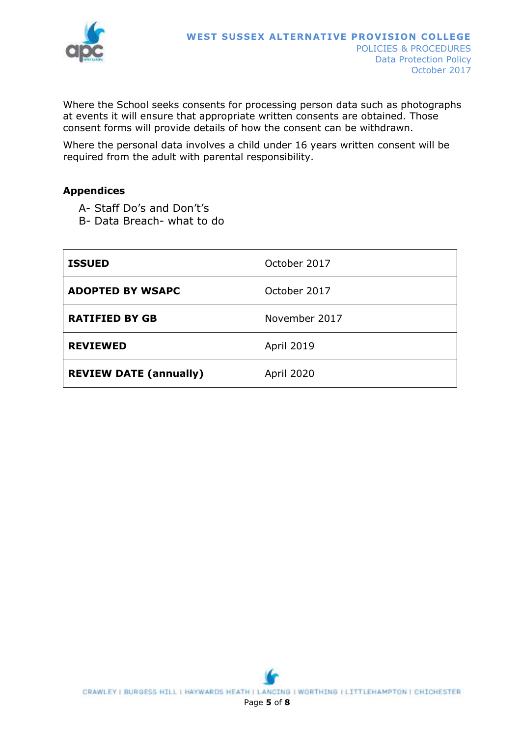Where the School seeks consents for processing person data such as photographs at events it will ensure that appropriate written consents are obtained. Those consent forms will provide details of how the consent can be withdrawn.

Where the personal data involves a child under 16 years written consent will be required from the adult with parental responsibility.

**Appendices**

A- Staff Do's and Don't's
B- Data Breach- what to do

| | |
|---|---|
| **ISSUED** | October 2017 |
| **ADOPTED BY WSAPC** | October 2017 |
| **RATIFIED BY GB** | November 2017 |
| **REVIEWED** | April 2019 |
| **REVIEW DATE (annually)** | April 2020 |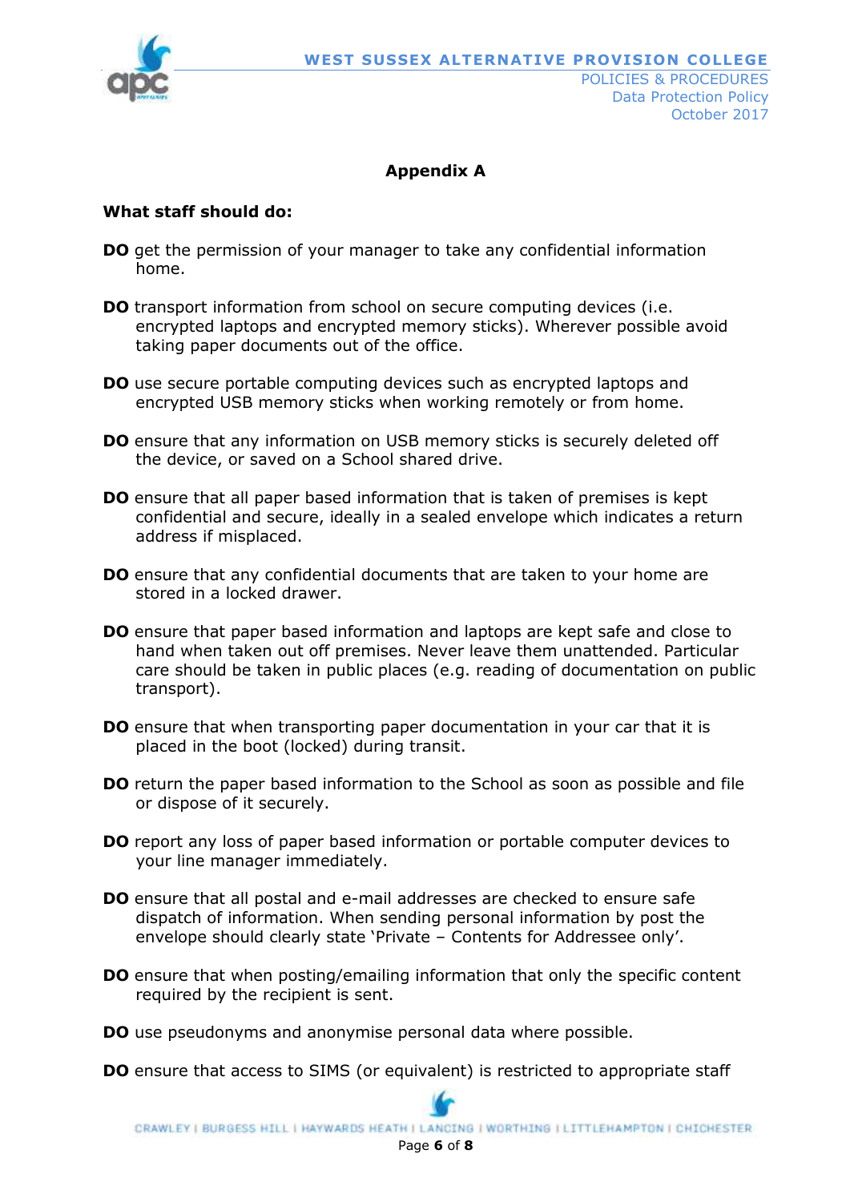## Appendix A

**What staff should do:**

**DO** get the permission of your manager to take any confidential information home.

**DO** transport information from school on secure computing devices (i.e. encrypted laptops and encrypted memory sticks). Wherever possible avoid taking paper documents out of the office.

**DO** use secure portable computing devices such as encrypted laptops and encrypted USB memory sticks when working remotely or from home.

**DO** ensure that any information on USB memory sticks is securely deleted off the device, or saved on a School shared drive.

**DO** ensure that all paper based information that is taken of premises is kept confidential and secure, ideally in a sealed envelope which indicates a return address if misplaced.

**DO** ensure that any confidential documents that are taken to your home are stored in a locked drawer.

**DO** ensure that paper based information and laptops are kept safe and close to hand when taken out off premises. Never leave them unattended. Particular care should be taken in public places (e.g. reading of documentation on public transport).

**DO** ensure that when transporting paper documentation in your car that it is placed in the boot (locked) during transit.

**DO** return the paper based information to the School as soon as possible and file or dispose of it securely.

**DO** report any loss of paper based information or portable computer devices to your line manager immediately.

**DO** ensure that all postal and e-mail addresses are checked to ensure safe dispatch of information. When sending personal information by post the envelope should clearly state 'Private – Contents for Addressee only'.

**DO** ensure that when posting/emailing information that only the specific content required by the recipient is sent.

**DO** use pseudonyms and anonymise personal data where possible.

**DO** ensure that access to SIMS (or equivalent) is restricted to appropriate staff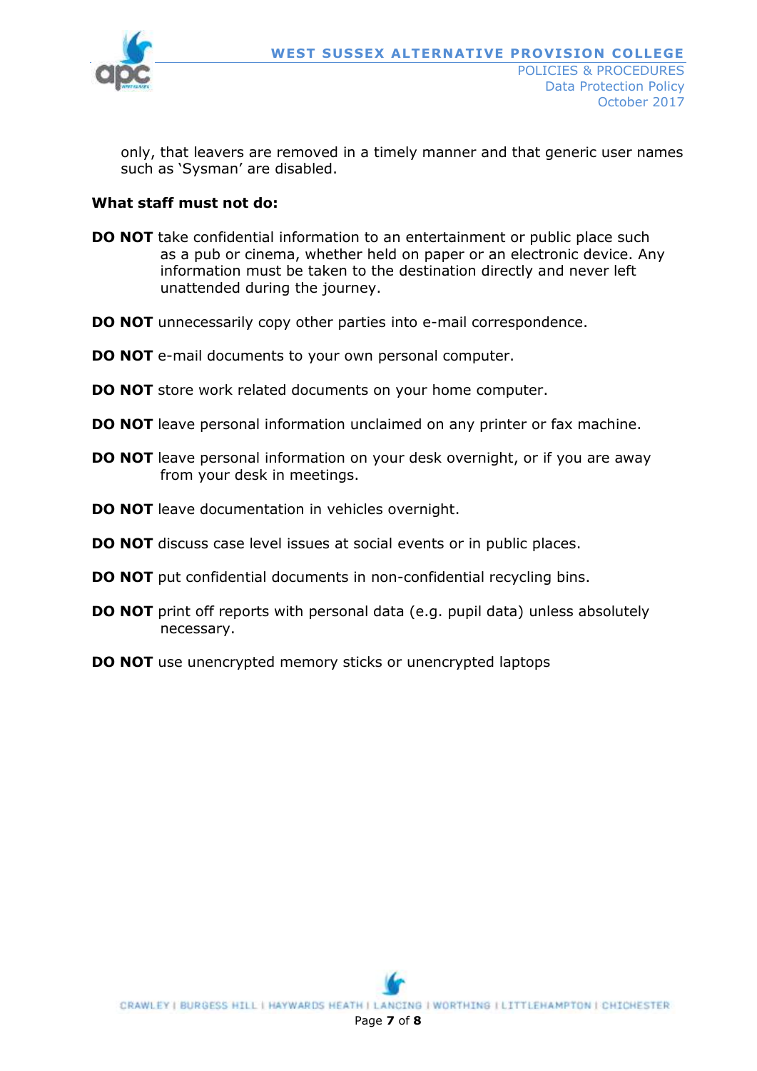only, that leavers are removed in a timely manner and that generic user names such as 'Sysman' are disabled.

**What staff must not do:**

**DO NOT** take confidential information to an entertainment or public place such as a pub or cinema, whether held on paper or an electronic device. Any information must be taken to the destination directly and never left unattended during the journey.

**DO NOT** unnecessarily copy other parties into e-mail correspondence.

**DO NOT** e-mail documents to your own personal computer.

**DO NOT** store work related documents on your home computer.

**DO NOT** leave personal information unclaimed on any printer or fax machine.

**DO NOT** leave personal information on your desk overnight, or if you are away from your desk in meetings.

**DO NOT** leave documentation in vehicles overnight.

**DO NOT** discuss case level issues at social events or in public places.

**DO NOT** put confidential documents in non-confidential recycling bins.

**DO NOT** print off reports with personal data (e.g. pupil data) unless absolutely necessary.

**DO NOT** use unencrypted memory sticks or unencrypted laptops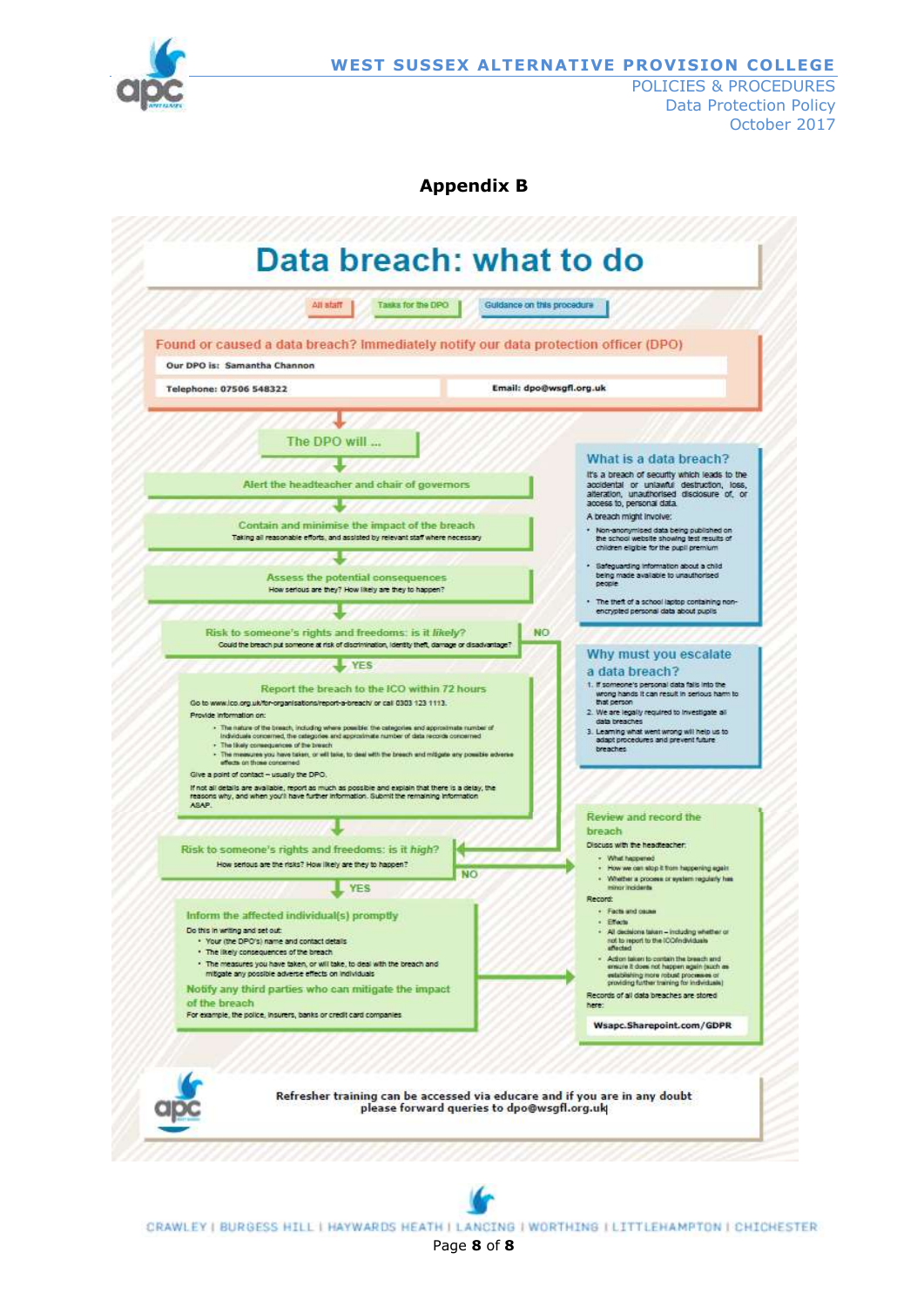**Appendix B**

# Data breach: what to do

All staff | Tasks for the DPO | Guidance on this procedure

## Found or caused a data breach? Immediately notify our data protection officer (DPO)

**Our DPO is: Samantha Channon**

**Telephone: 07506 548322**

**Email: dpo@wsgfl.org.uk**

### The DPO will ...

**Alert the headteacher and chair of governors**

**Contain and minimise the impact of the breach**

Taking all reasonable efforts, and assisted by relevant staff where necessary

**Assess the potential consequences**

How serious are they? How likely are they to happen?

**Risk to someone's rights and freedoms: is it *likely*?**

Could the breach put someone at risk of discrimination, identity theft, damage or disadvantage?

NO → Review and record the breach

YES ↓

**Report the breach to the ICO within 72 hours**

Go to www.ico.org.uk/for-organisations/report-a-breach/ or call 0303 123 1113.

Provide information on:

- The nature of the breach, including where possible: the categories and approximate number of individuals concerned, the categories and approximate number of data records concerned
- The likely consequences of the breach
- The measures you have taken, or will take, to deal with the breach and mitigate any possible adverse effects on those concerned

Give a point of contact – usually the DPO.

If not all details are available, report as much as possible and explain that there is a delay, the reasons why, and when you'll have further information. Submit the remaining information ASAP.

**Risk to someone's rights and freedoms: is it *high*?**

How serious are the risks? How likely are they to happen?

NO → Review and record the breach

YES ↓

**Inform the affected individual(s) promptly**

Do this in writing and set out:

- Your (the DPO's) name and contact details
- The likely consequences of the breach
- The measures you have taken, or will take, to deal with the breach and mitigate any possible adverse effects on individuals

**Notify any third parties who can mitigate the impact of the breach**

For example, the police, insurers, banks or credit card companies

### What is a data breach?

It's a breach of security which leads to the accidental or unlawful destruction, loss, alteration, unauthorised disclosure of, or access to, personal data.

A breach might involve:

- Non-anonymised data being published on the school website showing test results of children eligible for the pupil premium
- Safeguarding information about a child being made available to unauthorised people
- The theft of a school laptop containing non-encrypted personal data about pupils

### Why must you escalate a data breach?

1. If someone's personal data falls into the wrong hands it can result in serious harm to that person
2. We are legally required to investigate all data breaches
3. Learning what went wrong will help us to adapt procedures and prevent future breaches

### Review and record the breach

Discuss with the headteacher:

- What happened
- How we can stop it from happening again
- Whether a process or system regularly has minor incidents

Record:

- Facts and cause
- Effects
- All decisions taken – including whether or not to report to the ICO/individuals affected
- Action taken to contain the breach and ensure it does not happen again (such as establishing more robust processes or providing further training for individuals)

Records of all data breaches are stored here:

**Wsapc.Sharepoint.com/GDPR**

**Refresher training can be accessed via educare and if you are in any doubt please forward queries to dpo@wsgfl.org.uk**

CRAWLEY | BURGESS HILL | HAYWARDS HEATH | LANCING | WORTHING | LITTLEHAMPTON | CHICHESTER